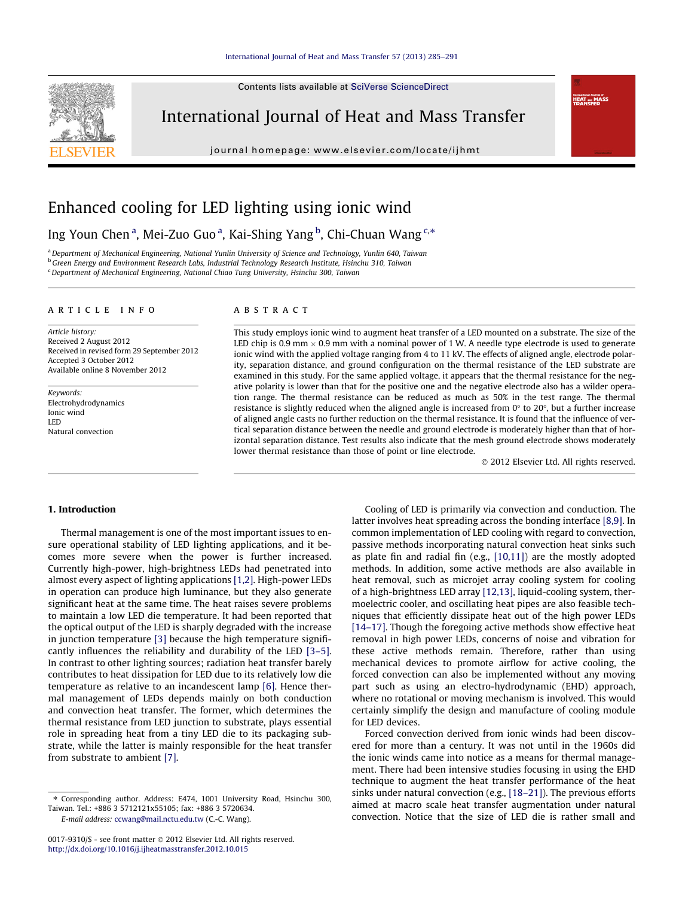# Enhanced cooling for LED lighting using ionic wind

Ing Youn Chen [a], Mei-Zuo Guo [a], Kai-Shing Yang [b], Chi-Chuan Wang [c,*]

[a] Department of Mechanical Engineering, National Yunlin University of Science and Technology, Yunlin 640, Taiwan
[b] Green Energy and Environment Research Labs, Industrial Technology Research Institute, Hsinchu 310, Taiwan
[c] Department of Mechanical Engineering, National Chiao Tung University, Hsinchu 300, Taiwan

## ARTICLE INFO

*Article history:*
Received 2 August 2012
Received in revised form 29 September 2012
Accepted 3 October 2012
Available online 8 November 2012

*Keywords:*
Electrohydrodynamics
Ionic wind
LED
Natural convection

## ABSTRACT

This study employs ionic wind to augment heat transfer of a LED mounted on a substrate. The size of the LED chip is 0.9 mm × 0.9 mm with a nominal power of 1 W. A needle type electrode is used to generate ionic wind with the applied voltage ranging from 4 to 11 kV. The effects of aligned angle, electrode polarity, separation distance, and ground configuration on the thermal resistance of the LED substrate are examined in this study. For the same applied voltage, it appears that the thermal resistance for the negative polarity is lower than that for the positive one and the negative electrode also has a wilder operation range. The thermal resistance can be reduced as much as 50% in the test range. The thermal resistance is slightly reduced when the aligned angle is increased from 0° to 20°, but a further increase of aligned angle casts no further reduction on the thermal resistance. It is found that the influence of vertical separation distance between the needle and ground electrode is moderately higher than that of horizontal separation distance. Test results also indicate that the mesh ground electrode shows moderately lower thermal resistance than those of point or line electrode.

© 2012 Elsevier Ltd. All rights reserved.

## 1. Introduction

Thermal management is one of the most important issues to ensure operational stability of LED lighting applications, and it becomes more severe when the power is further increased. Currently high-power, high-brightness LEDs had penetrated into almost every aspect of lighting applications [1,2]. High-power LEDs in operation can produce high luminance, but they also generate significant heat at the same time. The heat raises severe problems to maintain a low LED die temperature. It had been reported that the optical output of the LED is sharply degraded with the increase in junction temperature [3] because the high temperature significantly influences the reliability and durability of the LED [3–5]. In contrast to other lighting sources; radiation heat transfer barely contributes to heat dissipation for LED due to its relatively low die temperature as relative to an incandescent lamp [6]. Hence thermal management of LEDs depends mainly on both conduction and convection heat transfer. The former, which determines the thermal resistance from LED junction to substrate, plays essential role in spreading heat from a tiny LED die to its packaging substrate, while the latter is mainly responsible for the heat transfer from substrate to ambient [7].

Cooling of LED is primarily via convection and conduction. The latter involves heat spreading across the bonding interface [8,9]. In common implementation of LED cooling with regard to convection, passive methods incorporating natural convection heat sinks such as plate fin and radial fin (e.g., [10,11]) are the mostly adopted methods. In addition, some active methods are also available in heat removal, such as microjet array cooling system for cooling of a high-brightness LED array [12,13], liquid-cooling system, thermoelectric cooler, and oscillating heat pipes are also feasible techniques that efficiently dissipate heat out of the high power LEDs [14–17]. Though the foregoing active methods show effective heat removal in high power LEDs, concerns of noise and vibration for these active methods remain. Therefore, rather than using mechanical devices to promote airflow for active cooling, the forced convection can also be implemented without any moving part such as using an electro-hydrodynamic (EHD) approach, where no rotational or moving mechanism is involved. This would certainly simplify the design and manufacture of cooling module for LED devices.

Forced convection derived from ionic winds had been discovered for more than a century. It was not until in the 1960s did the ionic winds came into notice as a means for thermal management. There had been intensive studies focusing in using the EHD technique to augment the heat transfer performance of the heat sinks under natural convection (e.g., [18–21]). The previous efforts aimed at macro scale heat transfer augmentation under natural convection. Notice that the size of LED die is rather small and

---

* Corresponding author. Address: E474, 1001 University Road, Hsinchu 300, Taiwan. Tel.: +886 3 5712121x55105; fax: +886 3 5720634.
E-mail address: ccwang@mail.nctu.edu.tw (C.-C. Wang).

0017-9310/$ - see front matter © 2012 Elsevier Ltd. All rights reserved.
http://dx.doi.org/10.1016/j.ijheatmasstransfer.2012.10.015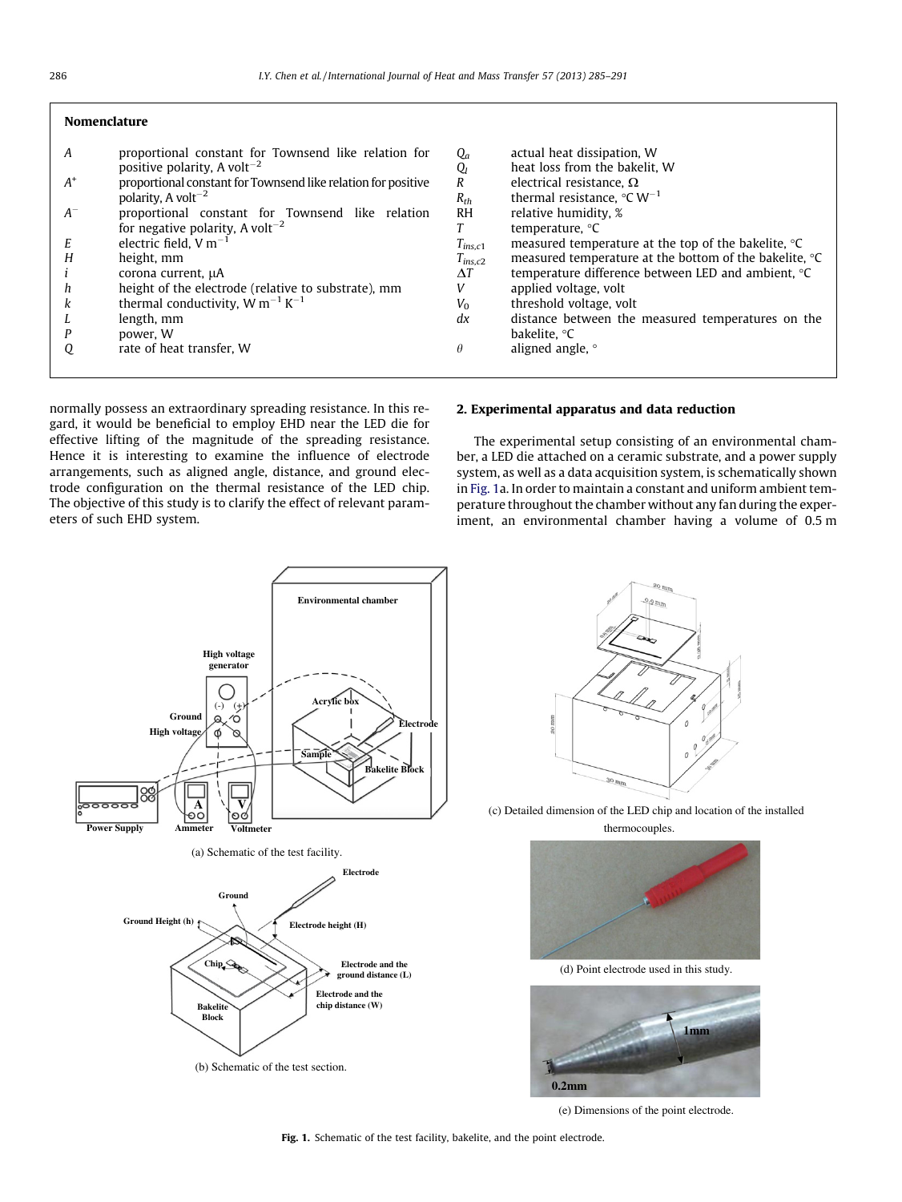## Nomenclature

| | | | |
|---|---|---|---|
| $A$ | proportional constant for Townsend like relation for positive polarity, A volt$^{-2}$ | $Q_a$ | actual heat dissipation, W |
| $A^{+}$ | proportional constant for Townsend like relation for positive polarity, A volt$^{-2}$ | $Q_l$ | heat loss from the bakelit, W |
| $A^{-}$ | proportional constant for Townsend like relation for negative polarity, A volt$^{-2}$ | $R$ | electrical resistance, Ω |
| $E$ | electric field, V m$^{-1}$ | $R_{th}$ | thermal resistance, °C W$^{-1}$ |
| $H$ | height, mm | RH | relative humidity, % |
| $i$ | corona current, μA | $T$ | temperature, °C |
| $h$ | height of the electrode (relative to substrate), mm | $T_{ins,c1}$ | measured temperature at the top of the bakelite, °C |
| $k$ | thermal conductivity, W m$^{-1}$ K$^{-1}$ | $T_{ins,c2}$ | measured temperature at the bottom of the bakelite, °C |
| $L$ | length, mm | $\Delta T$ | temperature difference between LED and ambient, °C |
| $P$ | power, W | $V$ | applied voltage, volt |
| $Q$ | rate of heat transfer, W | $V_0$ | threshold voltage, volt |
| | | $dx$ | distance between the measured temperatures on the bakelite, °C |
| | | $\theta$ | aligned angle, ° |

normally possess an extraordinary spreading resistance. In this regard, it would be beneficial to employ EHD near the LED die for effective lifting of the magnitude of the spreading resistance. Hence it is interesting to examine the influence of electrode arrangements, such as aligned angle, distance, and ground electrode configuration on the thermal resistance of the LED chip. The objective of this study is to clarify the effect of relevant parameters of such EHD system.

## 2. Experimental apparatus and data reduction

The experimental setup consisting of an environmental chamber, a LED die attached on a ceramic substrate, and a power supply system, as well as a data acquisition system, is schematically shown in Fig. 1a. In order to maintain a constant and uniform ambient temperature throughout the chamber without any fan during the experiment, an environmental chamber having a volume of 0.5 m

(a) Schematic of the test facility.

(b) Schematic of the test section.

(c) Detailed dimension of the LED chip and location of the installed thermocouples.

(d) Point electrode used in this study.

(e) Dimensions of the point electrode.

**Fig. 1.** Schematic of the test facility, bakelite, and the point electrode.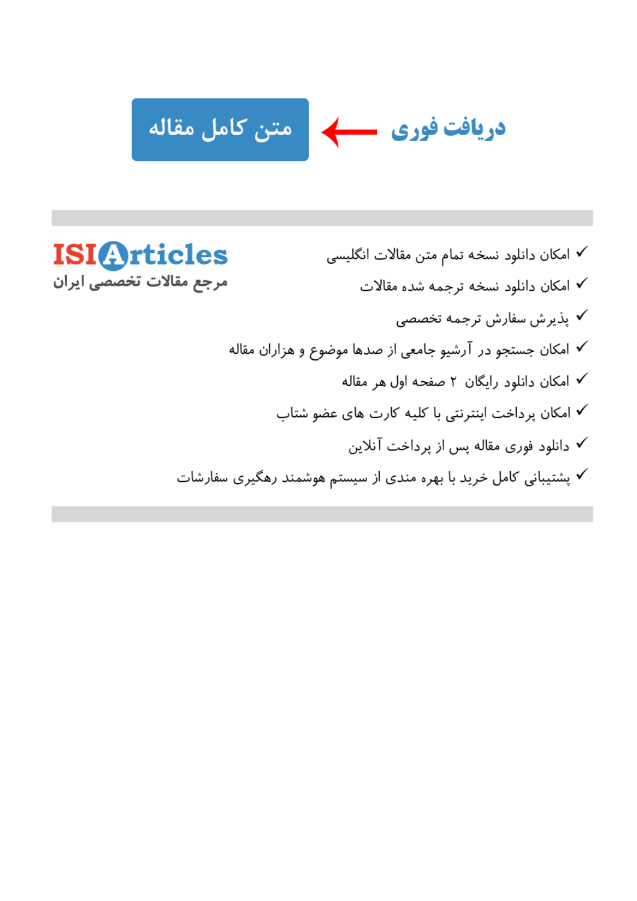دریافت فوری ← **متن کامل مقاله**

**ISIArticles**
مرجع مقالات تخصصی ایران

- ✓ امکان دانلود نسخه تمام متن مقالات انگلیسی
- ✓ امکان دانلود نسخه ترجمه شده مقالات
- ✓ پذیرش سفارش ترجمه تخصصی
- ✓ امکان جستجو در آرشیو جامعی از صدها موضوع و هزاران مقاله
- ✓ امکان دانلود رایگان ۲ صفحه اول هر مقاله
- ✓ امکان پرداخت اینترنتی با کلیه کارت های عضو شتاب
- ✓ دانلود فوری مقاله پس از پرداخت آنلاین
- ✓ پشتیبانی کامل خرید با بهره مندی از سیستم هوشمند رهگیری سفارشات